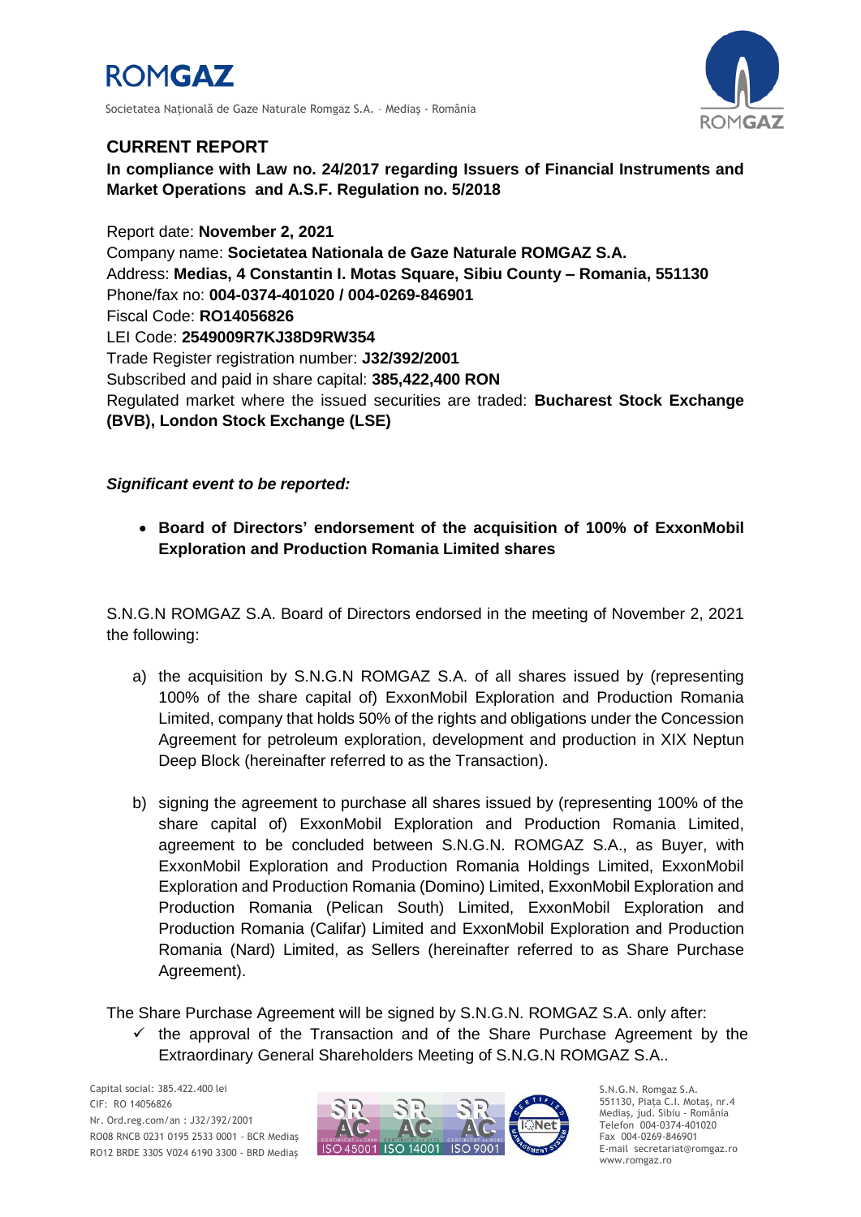# ROMGAZ

Societatea Națională de Gaze Naturale Romgaz S.A. – Mediaș - România

## CURRENT REPORT

**In compliance with Law no. 24/2017 regarding Issuers of Financial Instruments and Market Operations and A.S.F. Regulation no. 5/2018**

Report date: **November 2, 2021**
Company name: **Societatea Nationala de Gaze Naturale ROMGAZ S.A.**
Address: **Medias, 4 Constantin I. Motas Square, Sibiu County – Romania, 551130**
Phone/fax no: **004-0374-401020 / 004-0269-846901**
Fiscal Code: **RO14056826**
LEI Code: **2549009R7KJ38D9RW354**
Trade Register registration number: **J32/392/2001**
Subscribed and paid in share capital: **385,422,400 RON**
Regulated market where the issued securities are traded: **Bucharest Stock Exchange (BVB), London Stock Exchange (LSE)**

***Significant event to be reported:***

- **Board of Directors' endorsement of the acquisition of 100% of ExxonMobil Exploration and Production Romania Limited shares**

S.N.G.N ROMGAZ S.A. Board of Directors endorsed in the meeting of November 2, 2021 the following:

a) the acquisition by S.N.G.N ROMGAZ S.A. of all shares issued by (representing 100% of the share capital of) ExxonMobil Exploration and Production Romania Limited, company that holds 50% of the rights and obligations under the Concession Agreement for petroleum exploration, development and production in XIX Neptun Deep Block (hereinafter referred to as the Transaction).

b) signing the agreement to purchase all shares issued by (representing 100% of the share capital of) ExxonMobil Exploration and Production Romania Limited, agreement to be concluded between S.N.G.N. ROMGAZ S.A., as Buyer, with ExxonMobil Exploration and Production Romania Holdings Limited, ExxonMobil Exploration and Production Romania (Domino) Limited, ExxonMobil Exploration and Production Romania (Pelican South) Limited, ExxonMobil Exploration and Production Romania (Califar) Limited and ExxonMobil Exploration and Production Romania (Nard) Limited, as Sellers (hereinafter referred to as Share Purchase Agreement).

The Share Purchase Agreement will be signed by S.N.G.N. ROMGAZ S.A. only after:

- ✓ the approval of the Transaction and of the Share Purchase Agreement by the Extraordinary General Shareholders Meeting of S.N.G.N ROMGAZ S.A..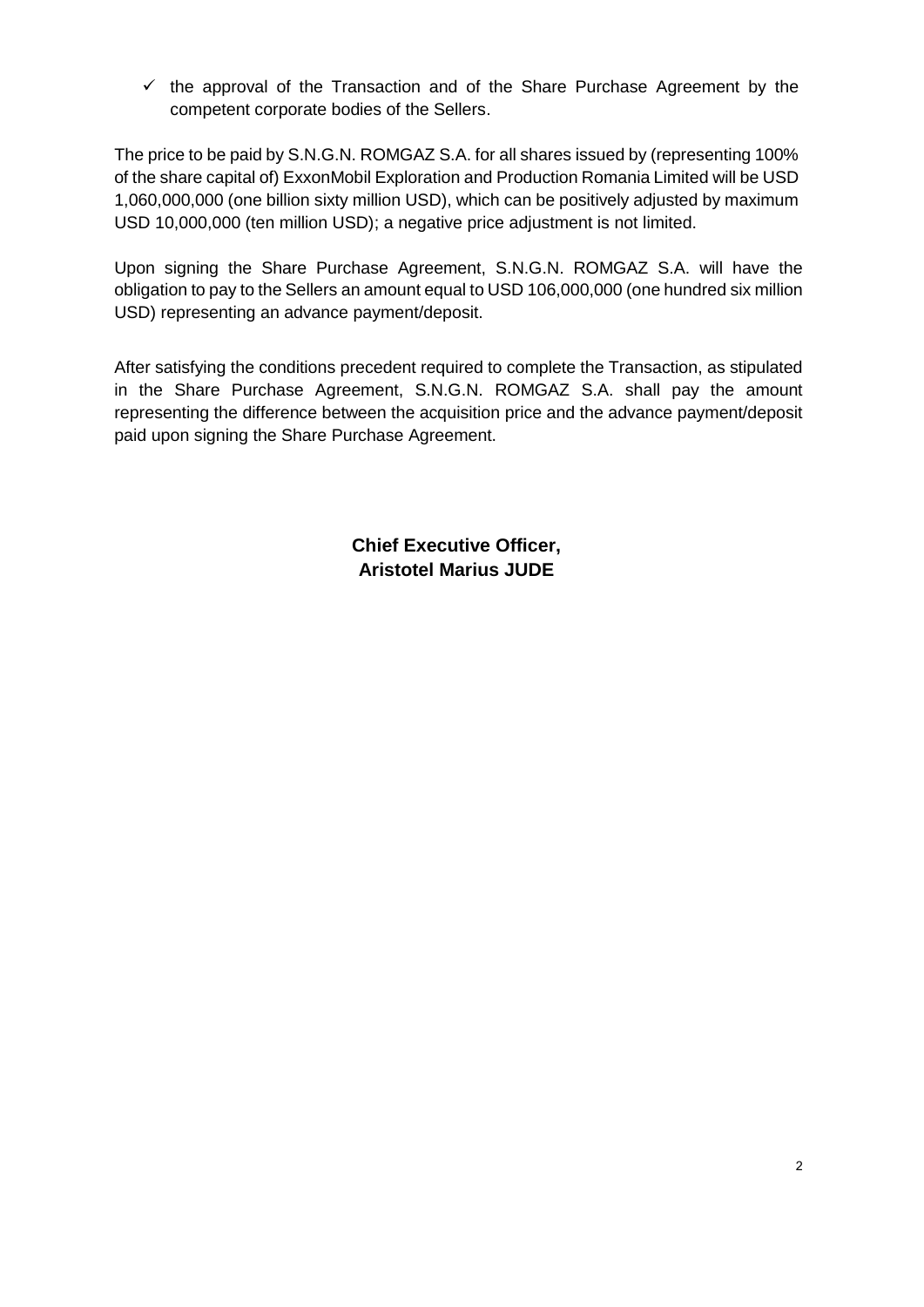- ✓ the approval of the Transaction and of the Share Purchase Agreement by the competent corporate bodies of the Sellers.

The price to be paid by S.N.G.N. ROMGAZ S.A. for all shares issued by (representing 100% of the share capital of) ExxonMobil Exploration and Production Romania Limited will be USD 1,060,000,000 (one billion sixty million USD), which can be positively adjusted by maximum USD 10,000,000 (ten million USD); a negative price adjustment is not limited.

Upon signing the Share Purchase Agreement, S.N.G.N. ROMGAZ S.A. will have the obligation to pay to the Sellers an amount equal to USD 106,000,000 (one hundred six million USD) representing an advance payment/deposit.

After satisfying the conditions precedent required to complete the Transaction, as stipulated in the Share Purchase Agreement, S.N.G.N. ROMGAZ S.A. shall pay the amount representing the difference between the acquisition price and the advance payment/deposit paid upon signing the Share Purchase Agreement.

**Chief Executive Officer,**
**Aristotel Marius JUDE**